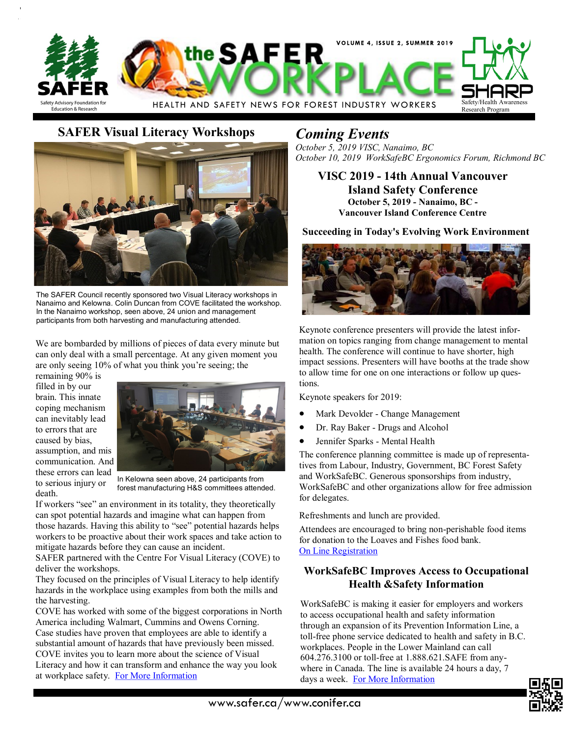# the SAFER WORKPLACE

VOLUME 4, ISSUE 2, SUMMER 2019

HEALTH AND SAFETY NEWS FOR FOREST INDUSTRY WORKERS

SAFER — Safety Advisory Foundation for Education & Research

SHARP — Safety/Health Awareness Research Program

## SAFER Visual Literacy Workshops

The SAFER Council recently sponsored two Visual Literacy workshops in Nanaimo and Kelowna. Colin Duncan from COVE facilitated the workshop. In the Nanaimo workshop, seen above, 24 union and management participants from both harvesting and manufacturing attended.

We are bombarded by millions of pieces of data every minute but can only deal with a small percentage. At any given moment you are only seeing 10% of what you think you're seeing; the remaining 90% is filled in by our brain. This innate coping mechanism can inevitably lead to errors that are caused by bias, assumption, and mis communication. And these errors can lead to serious injury or death.

In Kelowna seen above, 24 participants from forest manufacturing H&S committees attended.

If workers "see" an environment in its totality, they theoretically can spot potential hazards and imagine what can happen from those hazards. Having this ability to "see" potential hazards helps workers to be proactive about their work spaces and take action to mitigate hazards before they can cause an incident.

SAFER partnered with the Centre For Visual Literacy (COVE) to deliver the workshops.

They focused on the principles of Visual Literacy to help identify hazards in the workplace using examples from both the mills and the harvesting.

COVE has worked with some of the biggest corporations in North America including Walmart, Cummins and Owens Corning.

Case studies have proven that employees are able to identify a substantial amount of hazards that have previously been missed.

COVE invites you to learn more about the science of Visual Literacy and how it can transform and enhance the way you look at workplace safety. [For More Information]

## *Coming Events*

*October 5, 2019 VISC, Nanaimo, BC*
*October 10, 2019 WorkSafeBC Ergonomics Forum, Richmond BC*

### VISC 2019 - 14th Annual Vancouver Island Safety Conference

**October 5, 2019 - Nanaimo, BC -**
**Vancouver Island Conference Centre**

**Succeeding in Today's Evolving Work Environment**

Keynote conference presenters will provide the latest information on topics ranging from change management to mental health. The conference will continue to have shorter, high impact sessions. Presenters will have booths at the trade show to allow time for one on one interactions or follow up questions.

Keynote speakers for 2019:

- Mark Devolder - Change Management
- Dr. Ray Baker - Drugs and Alcohol
- Jennifer Sparks - Mental Health

The conference planning committee is made up of representatives from Labour, Industry, Government, BC Forest Safety and WorkSafeBC. Generous sponsorships from industry, WorkSafeBC and other organizations allow for free admission for delegates.

Refreshments and lunch are provided.

Attendees are encouraged to bring non-perishable food items for donation to the Loaves and Fishes food bank.
[On Line Registration]

### WorkSafeBC Improves Access to Occupational Health &Safety Information

WorkSafeBC is making it easier for employers and workers to access occupational health and safety information through an expansion of its Prevention Information Line, a toll-free phone service dedicated to health and safety in B.C. workplaces. People in the Lower Mainland can call 604.276.3100 or toll-free at 1.888.621.SAFE from anywhere in Canada. The line is available 24 hours a day, 7 days a week. [For More Information]

www.safer.ca/www.conifer.ca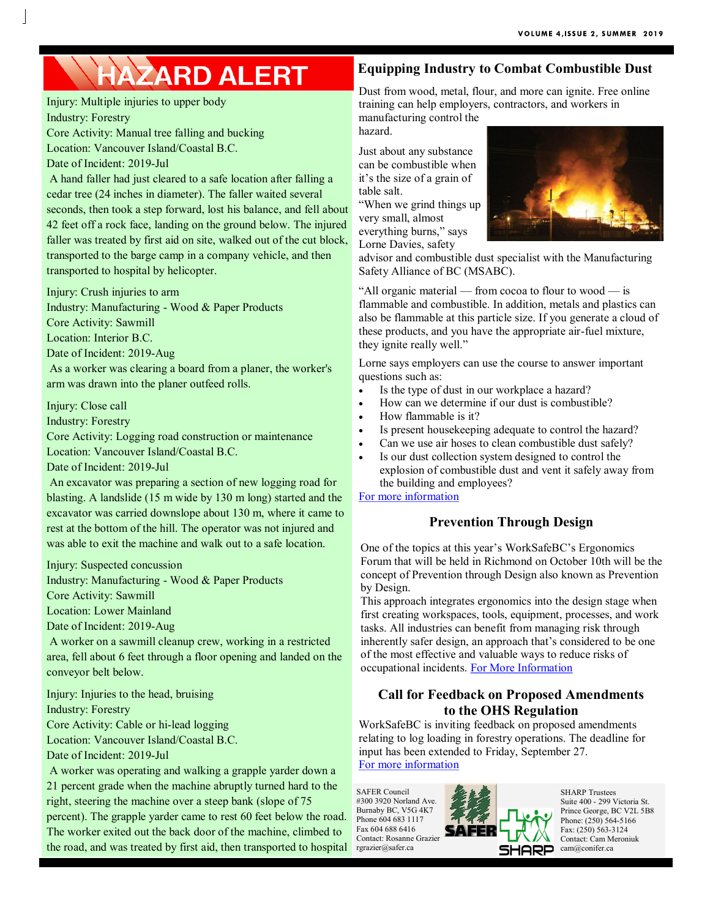# HAZARD ALERT

Injury: Multiple injuries to upper body
Industry: Forestry
Core Activity: Manual tree falling and bucking
Location: Vancouver Island/Coastal B.C.
Date of Incident: 2019-Jul

A hand faller had just cleared to a safe location after falling a cedar tree (24 inches in diameter). The faller waited several seconds, then took a step forward, lost his balance, and fell about 42 feet off a rock face, landing on the ground below. The injured faller was treated by first aid on site, walked out of the cut block, transported to the barge camp in a company vehicle, and then transported to hospital by helicopter.

Injury: Crush injuries to arm
Industry: Manufacturing - Wood & Paper Products
Core Activity: Sawmill
Location: Interior B.C.
Date of Incident: 2019-Aug

As a worker was clearing a board from a planer, the worker's arm was drawn into the planer outfeed rolls.

Injury: Close call
Industry: Forestry
Core Activity: Logging road construction or maintenance
Location: Vancouver Island/Coastal B.C.
Date of Incident: 2019-Jul

An excavator was preparing a section of new logging road for blasting. A landslide (15 m wide by 130 m long) started and the excavator was carried downslope about 130 m, where it came to rest at the bottom of the hill. The operator was not injured and was able to exit the machine and walk out to a safe location.

Injury: Suspected concussion
Industry: Manufacturing - Wood & Paper Products
Core Activity: Sawmill
Location: Lower Mainland
Date of Incident: 2019-Aug

A worker on a sawmill cleanup crew, working in a restricted area, fell about 6 feet through a floor opening and landed on the conveyor belt below.

Injury: Injuries to the head, bruising
Industry: Forestry
Core Activity: Cable or hi-lead logging
Location: Vancouver Island/Coastal B.C.
Date of Incident: 2019-Jul

A worker was operating and walking a grapple yarder down a 21 percent grade when the machine abruptly turned hard to the right, steering the machine over a steep bank (slope of 75 percent). The grapple yarder came to rest 60 feet below the road. The worker exited out the back door of the machine, climbed to the road, and was treated by first aid, then transported to hospital

## Equipping Industry to Combat Combustible Dust

Dust from wood, metal, flour, and more can ignite. Free online training can help employers, contractors, and workers in manufacturing control the hazard.

Just about any substance can be combustible when it's the size of a grain of table salt.
"When we grind things up very small, almost everything burns," says Lorne Davies, safety advisor and combustible dust specialist with the Manufacturing Safety Alliance of BC (MSABC).

"All organic material — from cocoa to flour to wood — is flammable and combustible. In addition, metals and plastics can also be flammable at this particle size. If you generate a cloud of these products, and you have the appropriate air-fuel mixture, they ignite really well."

Lorne says employers can use the course to answer important questions such as:

- Is the type of dust in our workplace a hazard?
- How can we determine if our dust is combustible?
- How flammable is it?
- Is present housekeeping adequate to control the hazard?
- Can we use air hoses to clean combustible dust safely?
- Is our dust collection system designed to control the explosion of combustible dust and vent it safely away from the building and employees?

For more information

## Prevention Through Design

One of the topics at this year's WorkSafeBC's Ergonomics Forum that will be held in Richmond on October 10th will be the concept of Prevention through Design also known as Prevention by Design.
This approach integrates ergonomics into the design stage when first creating workspaces, tools, equipment, processes, and work tasks. All industries can benefit from managing risk through inherently safer design, an approach that's considered to be one of the most effective and valuable ways to reduce risks of occupational incidents. For More Information

## Call for Feedback on Proposed Amendments to the OHS Regulation

WorkSafeBC is inviting feedback on proposed amendments relating to log loading in forestry operations. The deadline for input has been extended to Friday, September 27.
For more information

SAFER Council
#300 3920 Norland Ave.
Burnaby BC, V5G 4K7
Phone 604 683 1117
Fax 604 688 6416
Contact: Rosanne Grazier
rgrazier@safer.ca

SHARP Trustees
Suite 400 - 299 Victoria St.
Prince George, BC V2L 5B8
Phone: (250) 564-5166
Fax: (250) 563-3124
Contact: Cam Meroniuk
cam@conifer.ca